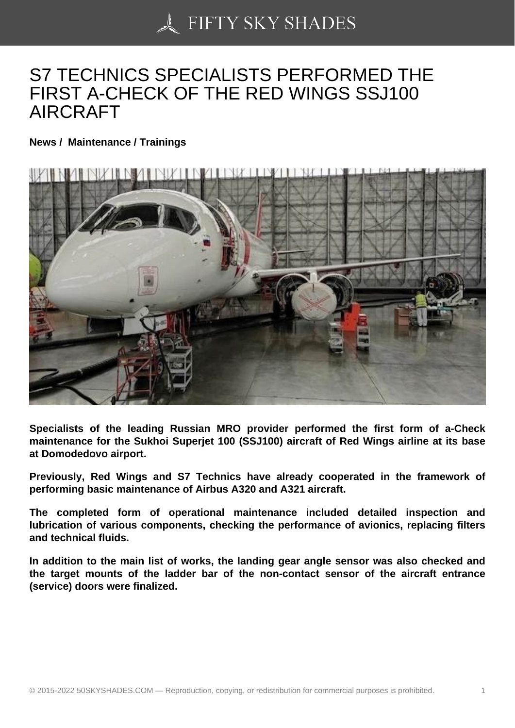# S7 TECHNICS SPECIALISTS PERFORMED THE FIRST A-CHECK OF THE RED WINGS SSJ100 AIRCRAFT

**News / Maintenance / Trainings**

**Specialists of the leading Russian MRO provider performed the first form of a-Check maintenance for the Sukhoi Superjet 100 (SSJ100) aircraft of Red Wings airline at its base at Domodedovo airport.**

**Previously, Red Wings and S7 Technics have already cooperated in the framework of performing basic maintenance of Airbus A320 and A321 aircraft.**

**The completed form of operational maintenance included detailed inspection and lubrication of various components, checking the performance of avionics, replacing filters and technical fluids.**

**In addition to the main list of works, the landing gear angle sensor was also checked and the target mounts of the ladder bar of the non-contact sensor of the aircraft entrance (service) doors were finalized.**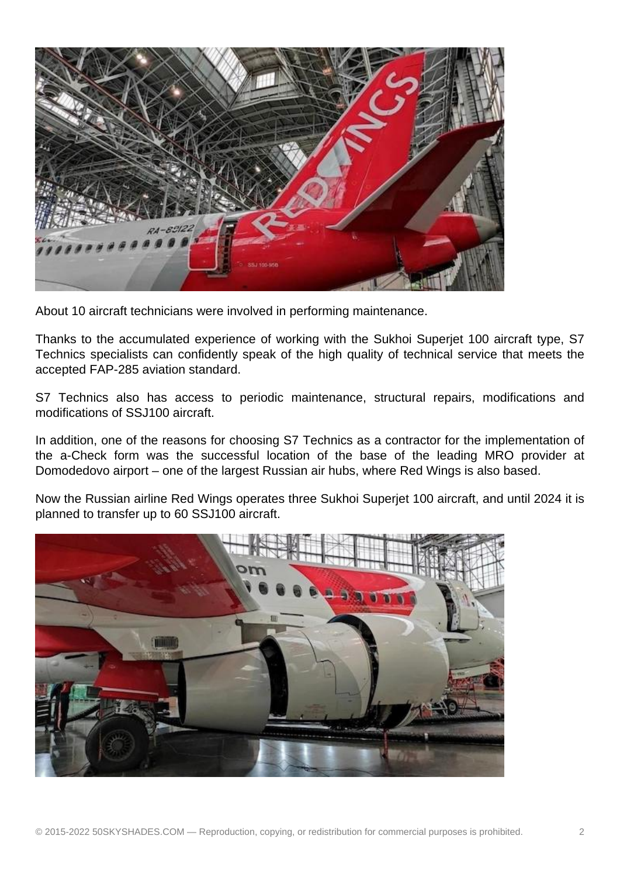About 10 aircraft technicians were involved in performing maintenance.

Thanks to the accumulated experience of working with the Sukhoi Superjet 100 aircraft type, S7 Technics specialists can confidently speak of the high quality of technical service that meets the accepted FAP-285 aviation standard.

S7 Technics also has access to periodic maintenance, structural repairs, modifications and modifications of SSJ100 aircraft.

In addition, one of the reasons for choosing S7 Technics as a contractor for the implementation of the a-Check form was the successful location of the base of the leading MRO provider at Domodedovo airport – one of the largest Russian air hubs, where Red Wings is also based.

Now the Russian airline Red Wings operates three Sukhoi Superjet 100 aircraft, and until 2024 it is planned to transfer up to 60 SSJ100 aircraft.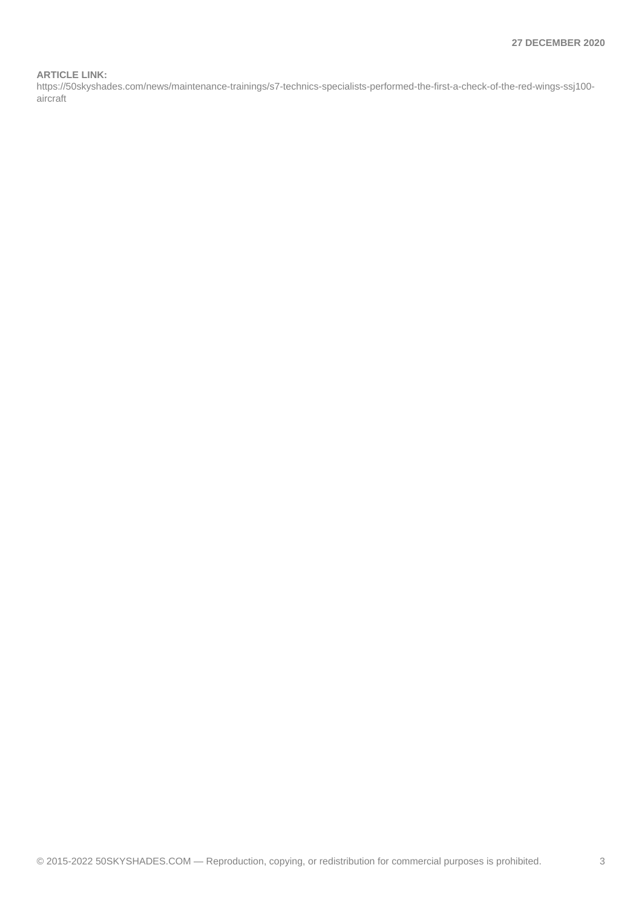**ARTICLE LINK:**

https://50skyshades.com/news/maintenance-trainings/s7-technics-specialists-performed-the-first-a-check-of-the-red-wings-ssj100-aircraft